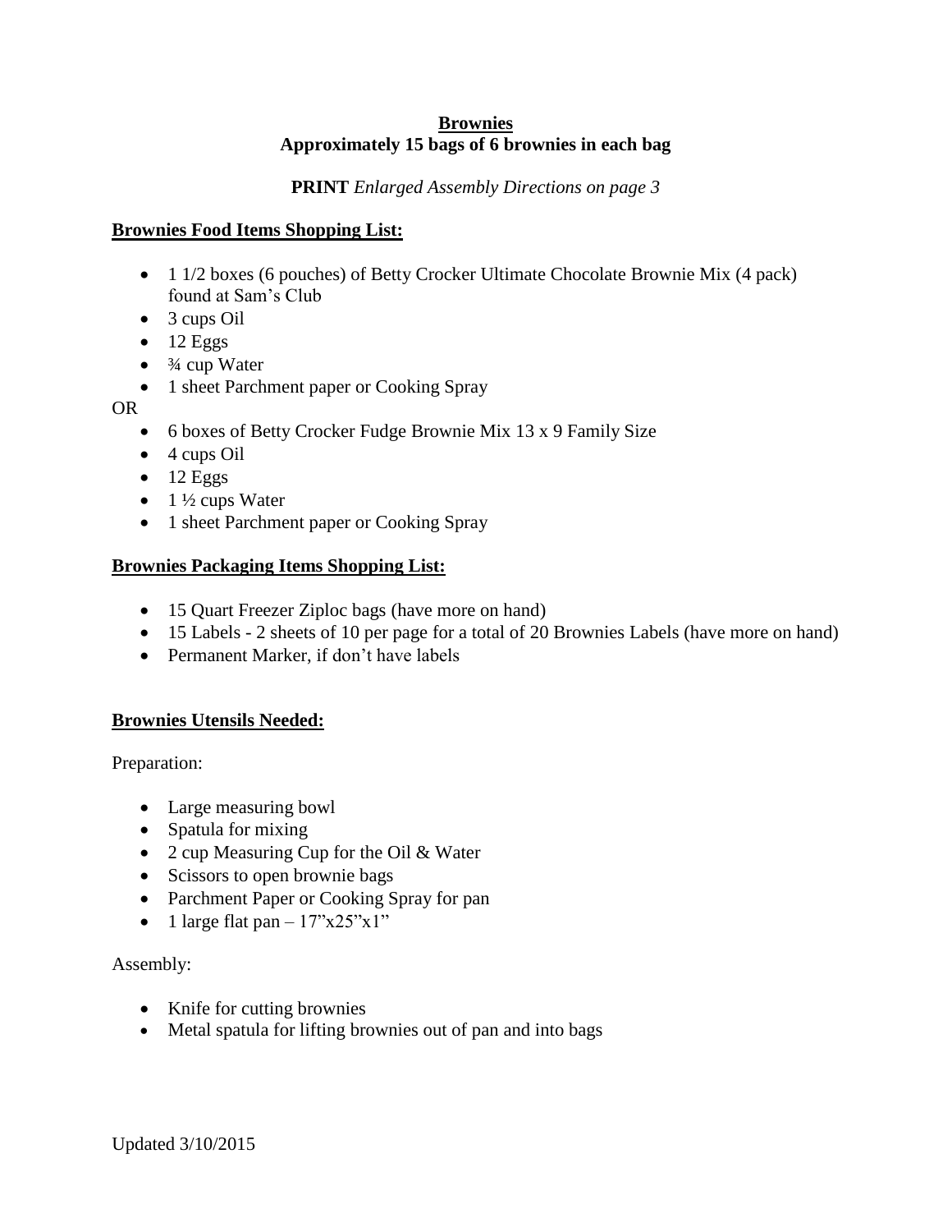# Brownies

## Approximately 15 bags of 6 brownies in each bag

**PRINT** *Enlarged Assembly Directions on page 3*

**Brownies Food Items Shopping List:**

- 1 1/2 boxes (6 pouches) of Betty Crocker Ultimate Chocolate Brownie Mix (4 pack) found at Sam's Club
- 3 cups Oil
- 12 Eggs
- ¾ cup Water
- 1 sheet Parchment paper or Cooking Spray

OR

- 6 boxes of Betty Crocker Fudge Brownie Mix 13 x 9 Family Size
- 4 cups Oil
- 12 Eggs
- 1 ½ cups Water
- 1 sheet Parchment paper or Cooking Spray

**Brownies Packaging Items Shopping List:**

- 15 Quart Freezer Ziploc bags (have more on hand)
- 15 Labels - 2 sheets of 10 per page for a total of 20 Brownies Labels (have more on hand)
- Permanent Marker, if don't have labels

**Brownies Utensils Needed:**

Preparation:

- Large measuring bowl
- Spatula for mixing
- 2 cup Measuring Cup for the Oil & Water
- Scissors to open brownie bags
- Parchment Paper or Cooking Spray for pan
- 1 large flat pan – 17"x25"x1"

Assembly:

- Knife for cutting brownies
- Metal spatula for lifting brownies out of pan and into bags

Updated 3/10/2015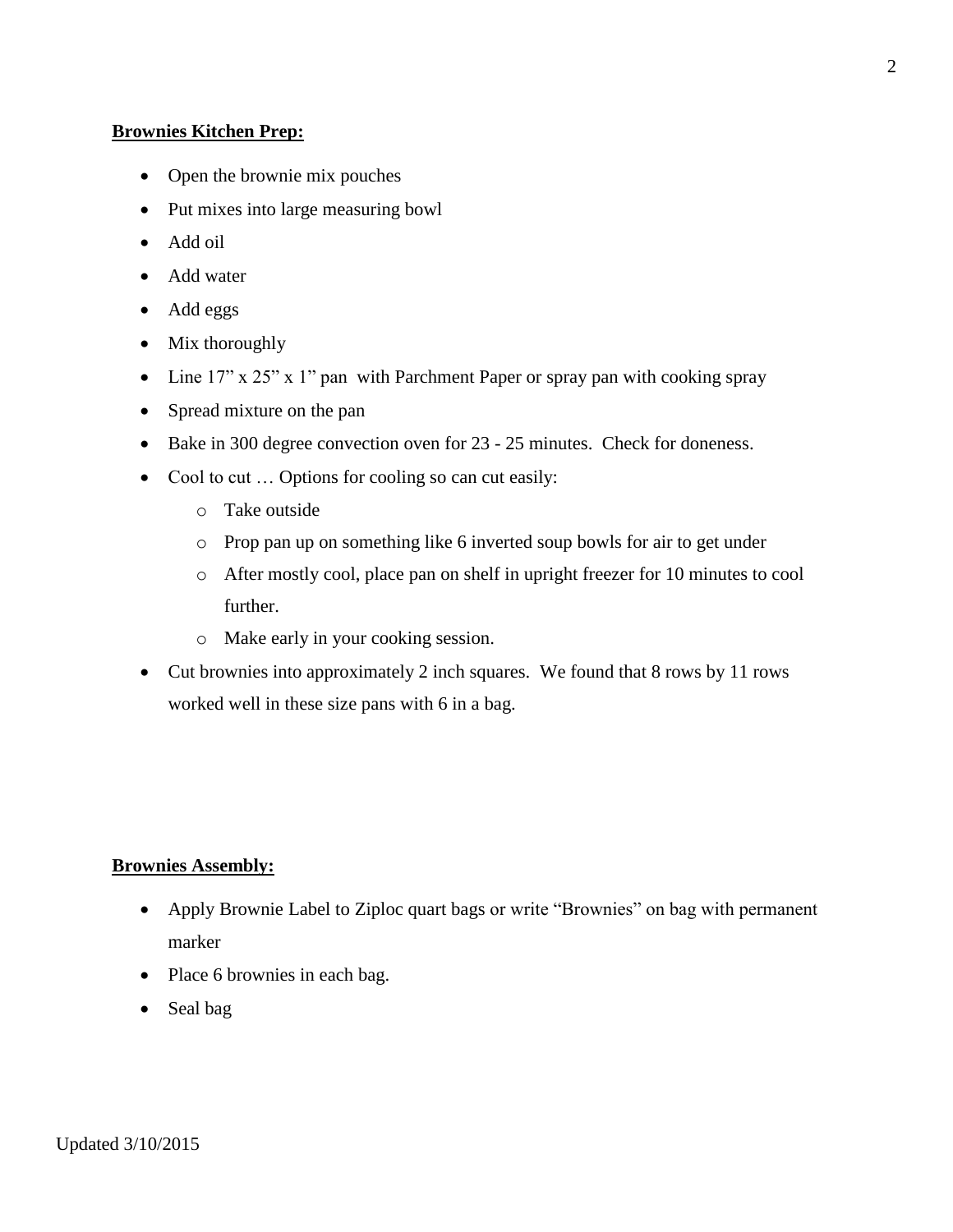**Brownies Kitchen Prep:**

- Open the brownie mix pouches
- Put mixes into large measuring bowl
- Add oil
- Add water
- Add eggs
- Mix thoroughly
- Line 17" x 25" x 1" pan with Parchment Paper or spray pan with cooking spray
- Spread mixture on the pan
- Bake in 300 degree convection oven for 23 - 25 minutes. Check for doneness.
- Cool to cut … Options for cooling so can cut easily:
  - Take outside
  - Prop pan up on something like 6 inverted soup bowls for air to get under
  - After mostly cool, place pan on shelf in upright freezer for 10 minutes to cool further.
  - Make early in your cooking session.
- Cut brownies into approximately 2 inch squares. We found that 8 rows by 11 rows worked well in these size pans with 6 in a bag.

**Brownies Assembly:**

- Apply Brownie Label to Ziploc quart bags or write "Brownies" on bag with permanent marker
- Place 6 brownies in each bag.
- Seal bag

Updated 3/10/2015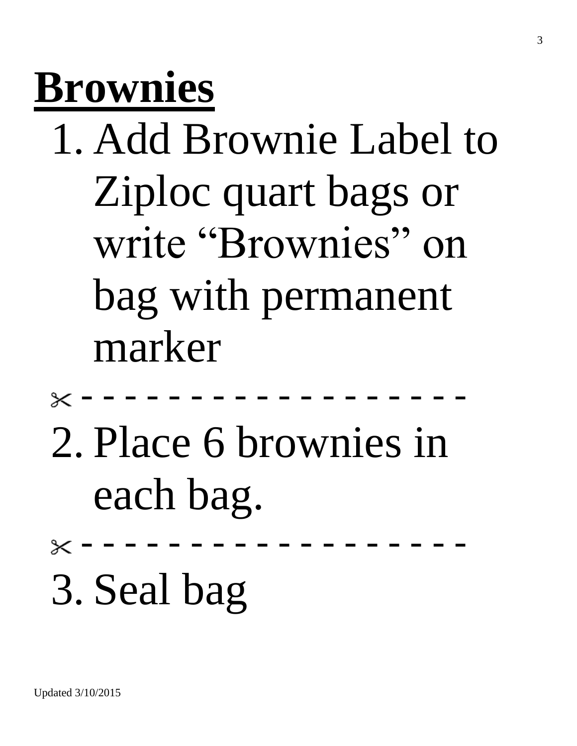# **Brownies**

1. Add Brownie Label to Ziploc quart bags or write “Brownies” on bag with permanent marker

✂ - - - - - - - - - - - - - - - - - - -

2. Place 6 brownies in each bag.

✂ - - - - - - - - - - - - - - - - - - -

3. Seal bag

Updated 3/10/2015